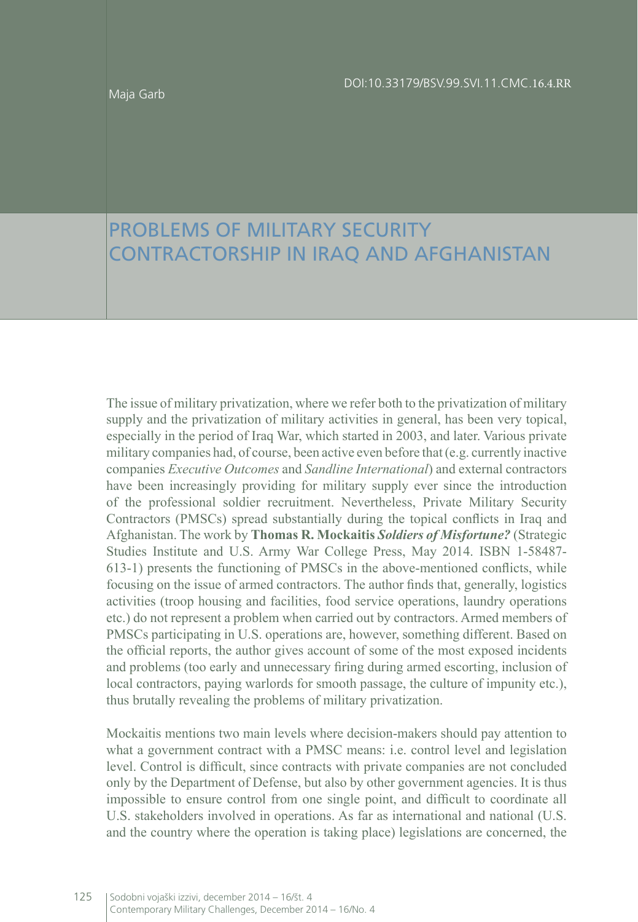Maja Garb

DOI:10.33179/BSV.99.SVI.11.CMC.16.4.RR

# PROBLEMS OF MILITARY SECURITY CONTRACTORSHIP IN IRAQ AND AFGHANISTAN

The issue of military privatization, where we refer both to the privatization of military supply and the privatization of military activities in general, has been very topical, especially in the period of Iraq War, which started in 2003, and later. Various private military companies had, of course, been active even before that (e.g. currently inactive companies *Executive Outcomes* and *Sandline International*) and external contractors have been increasingly providing for military supply ever since the introduction of the professional soldier recruitment. Nevertheless, Private Military Security Contractors (PMSCs) spread substantially during the topical conflicts in Iraq and Afghanistan. The work by **Thomas R. Mockaitis** ***Soldiers of Misfortune?*** (Strategic Studies Institute and U.S. Army War College Press, May 2014. ISBN 1-58487-613-1) presents the functioning of PMSCs in the above-mentioned conflicts, while focusing on the issue of armed contractors. The author finds that, generally, logistics activities (troop housing and facilities, food service operations, laundry operations etc.) do not represent a problem when carried out by contractors. Armed members of PMSCs participating in U.S. operations are, however, something different. Based on the official reports, the author gives account of some of the most exposed incidents and problems (too early and unnecessary firing during armed escorting, inclusion of local contractors, paying warlords for smooth passage, the culture of impunity etc.), thus brutally revealing the problems of military privatization.

Mockaitis mentions two main levels where decision-makers should pay attention to what a government contract with a PMSC means: i.e. control level and legislation level. Control is difficult, since contracts with private companies are not concluded only by the Department of Defense, but also by other government agencies. It is thus impossible to ensure control from one single point, and difficult to coordinate all U.S. stakeholders involved in operations. As far as international and national (U.S. and the country where the operation is taking place) legislations are concerned, the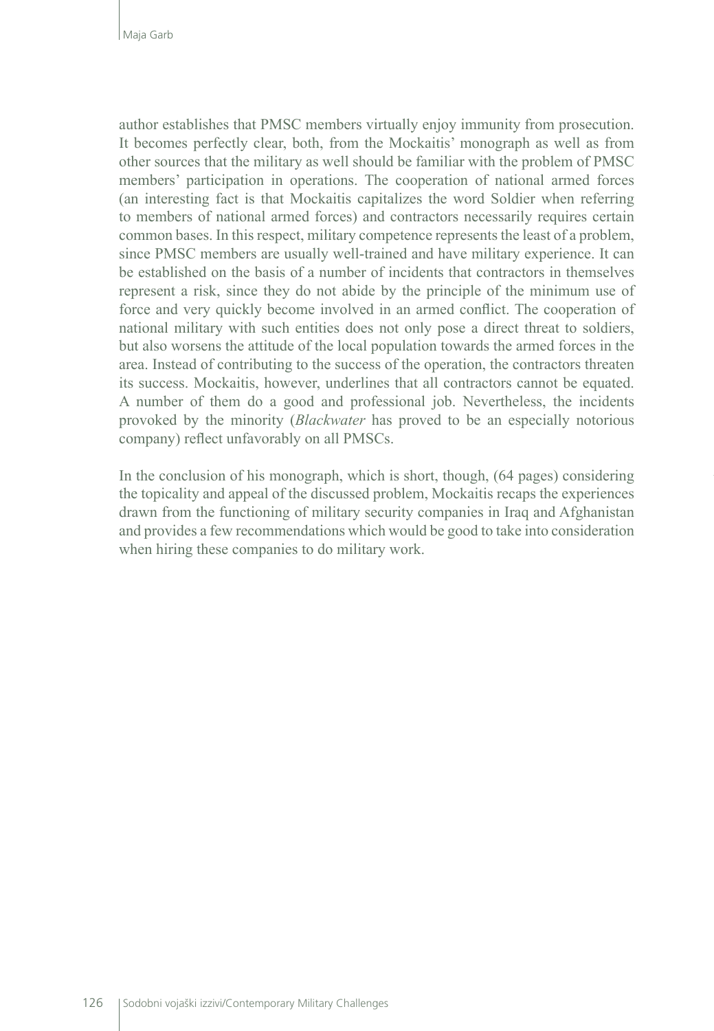author establishes that PMSC members virtually enjoy immunity from prosecution. It becomes perfectly clear, both, from the Mockaitis' monograph as well as from other sources that the military as well should be familiar with the problem of PMSC members' participation in operations. The cooperation of national armed forces (an interesting fact is that Mockaitis capitalizes the word Soldier when referring to members of national armed forces) and contractors necessarily requires certain common bases. In this respect, military competence represents the least of a problem, since PMSC members are usually well-trained and have military experience. It can be established on the basis of a number of incidents that contractors in themselves represent a risk, since they do not abide by the principle of the minimum use of force and very quickly become involved in an armed conflict. The cooperation of national military with such entities does not only pose a direct threat to soldiers, but also worsens the attitude of the local population towards the armed forces in the area. Instead of contributing to the success of the operation, the contractors threaten its success. Mockaitis, however, underlines that all contractors cannot be equated. A number of them do a good and professional job. Nevertheless, the incidents provoked by the minority (*Blackwater* has proved to be an especially notorious company) reflect unfavorably on all PMSCs.

In the conclusion of his monograph, which is short, though, (64 pages) considering the topicality and appeal of the discussed problem, Mockaitis recaps the experiences drawn from the functioning of military security companies in Iraq and Afghanistan and provides a few recommendations which would be good to take into consideration when hiring these companies to do military work.